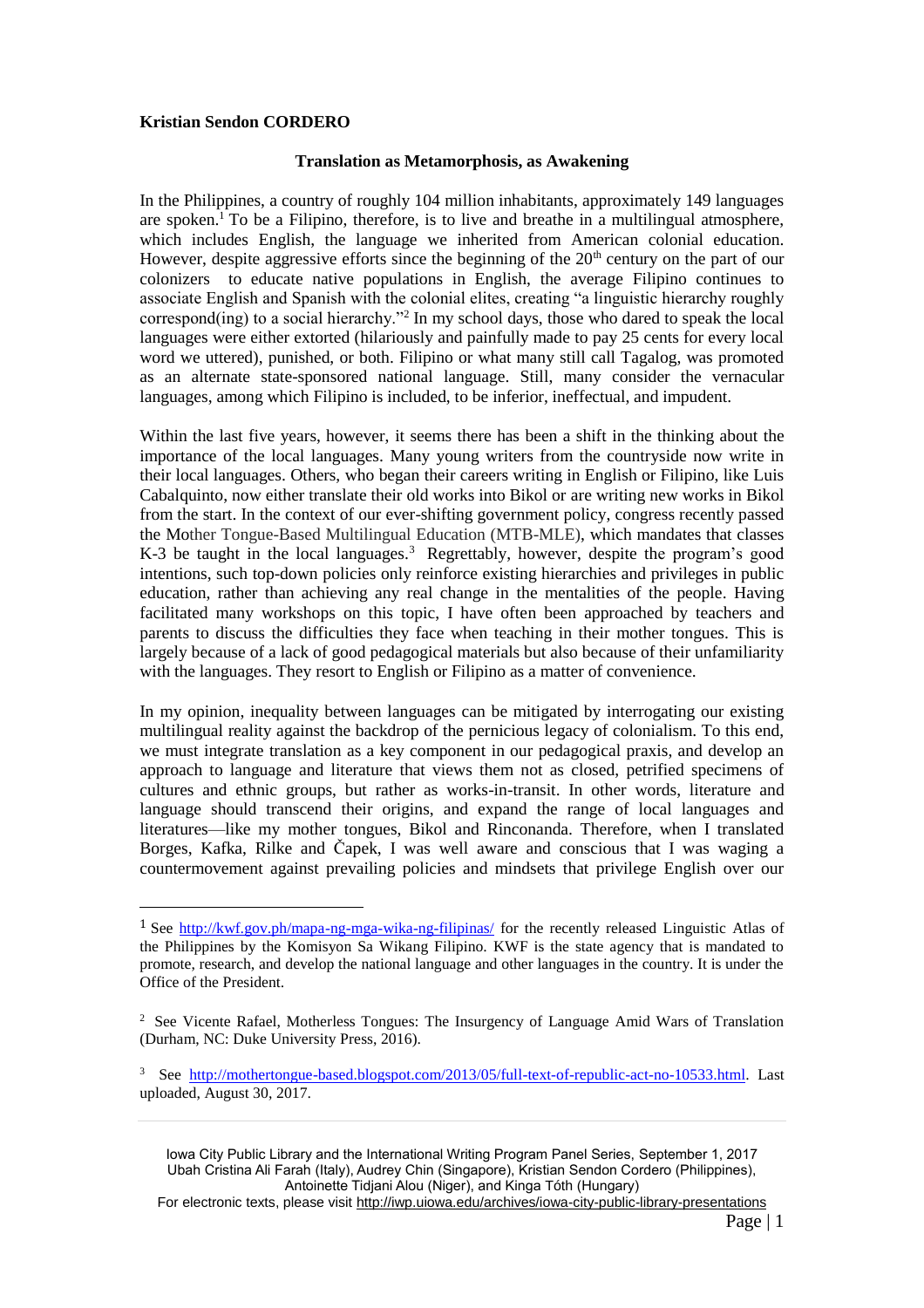**Kristian Sendon CORDERO**

**Translation as Metamorphosis, as Awakening**

In the Philippines, a country of roughly 104 million inhabitants, approximately 149 languages are spoken.[1] To be a Filipino, therefore, is to live and breathe in a multilingual atmosphere, which includes English, the language we inherited from American colonial education. However, despite aggressive efforts since the beginning of the 20th century on the part of our colonizers to educate native populations in English, the average Filipino continues to associate English and Spanish with the colonial elites, creating "a linguistic hierarchy roughly correspond(ing) to a social hierarchy."[2] In my school days, those who dared to speak the local languages were either extorted (hilariously and painfully made to pay 25 cents for every local word we uttered), punished, or both. Filipino or what many still call Tagalog, was promoted as an alternate state-sponsored national language. Still, many consider the vernacular languages, among which Filipino is included, to be inferior, ineffectual, and impudent.

Within the last five years, however, it seems there has been a shift in the thinking about the importance of the local languages. Many young writers from the countryside now write in their local languages. Others, who began their careers writing in English or Filipino, like Luis Cabalquinto, now either translate their old works into Bikol or are writing new works in Bikol from the start. In the context of our ever-shifting government policy, congress recently passed the Mother Tongue-Based Multilingual Education (MTB-MLE), which mandates that classes K-3 be taught in the local languages.[3] Regrettably, however, despite the program's good intentions, such top-down policies only reinforce existing hierarchies and privileges in public education, rather than achieving any real change in the mentalities of the people. Having facilitated many workshops on this topic, I have often been approached by teachers and parents to discuss the difficulties they face when teaching in their mother tongues. This is largely because of a lack of good pedagogical materials but also because of their unfamiliarity with the languages. They resort to English or Filipino as a matter of convenience.

In my opinion, inequality between languages can be mitigated by interrogating our existing multilingual reality against the backdrop of the pernicious legacy of colonialism. To this end, we must integrate translation as a key component in our pedagogical praxis, and develop an approach to language and literature that views them not as closed, petrified specimens of cultures and ethnic groups, but rather as works-in-transit. In other words, literature and language should transcend their origins, and expand the range of local languages and literatures—like my mother tongues, Bikol and Rinconanda. Therefore, when I translated Borges, Kafka, Rilke and Čapek, I was well aware and conscious that I was waging a countermovement against prevailing policies and mindsets that privilege English over our

---

[1] See http://kwf.gov.ph/mapa-ng-mga-wika-ng-filipinas/ for the recently released Linguistic Atlas of the Philippines by the Komisyon Sa Wikang Filipino. KWF is the state agency that is mandated to promote, research, and develop the national language and other languages in the country. It is under the Office of the President.

[2] See Vicente Rafael, Motherless Tongues: The Insurgency of Language Amid Wars of Translation (Durham, NC: Duke University Press, 2016).

[3] See http://mothertongue-based.blogspot.com/2013/05/full-text-of-republic-act-no-10533.html. Last uploaded, August 30, 2017.

Iowa City Public Library and the International Writing Program Panel Series, September 1, 2017
Ubah Cristina Ali Farah (Italy), Audrey Chin (Singapore), Kristian Sendon Cordero (Philippines), Antoinette Tidjani Alou (Niger), and Kinga Tóth (Hungary)
For electronic texts, please visit http://iwp.uiowa.edu/archives/iowa-city-public-library-presentations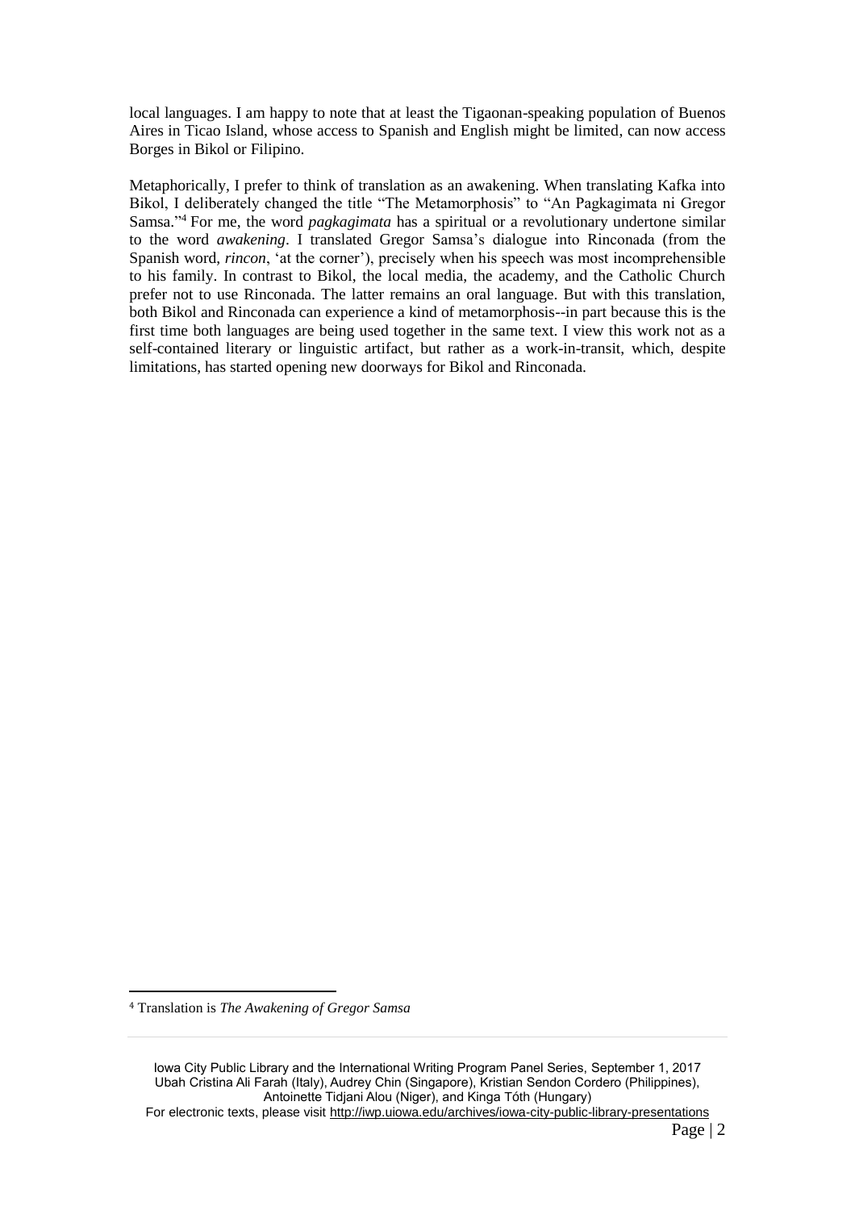local languages. I am happy to note that at least the Tigaonan-speaking population of Buenos Aires in Ticao Island, whose access to Spanish and English might be limited, can now access Borges in Bikol or Filipino.

Metaphorically, I prefer to think of translation as an awakening. When translating Kafka into Bikol, I deliberately changed the title "The Metamorphosis" to "An Pagkagimata ni Gregor Samsa."[4] For me, the word *pagkagimata* has a spiritual or a revolutionary undertone similar to the word *awakening*. I translated Gregor Samsa's dialogue into Rinconada (from the Spanish word, *rincon*, 'at the corner'), precisely when his speech was most incomprehensible to his family. In contrast to Bikol, the local media, the academy, and the Catholic Church prefer not to use Rinconada. The latter remains an oral language. But with this translation, both Bikol and Rinconada can experience a kind of metamorphosis--in part because this is the first time both languages are being used together in the same text. I view this work not as a self-contained literary or linguistic artifact, but rather as a work-in-transit, which, despite limitations, has started opening new doorways for Bikol and Rinconada.

[4] Translation is *The Awakening of Gregor Samsa*